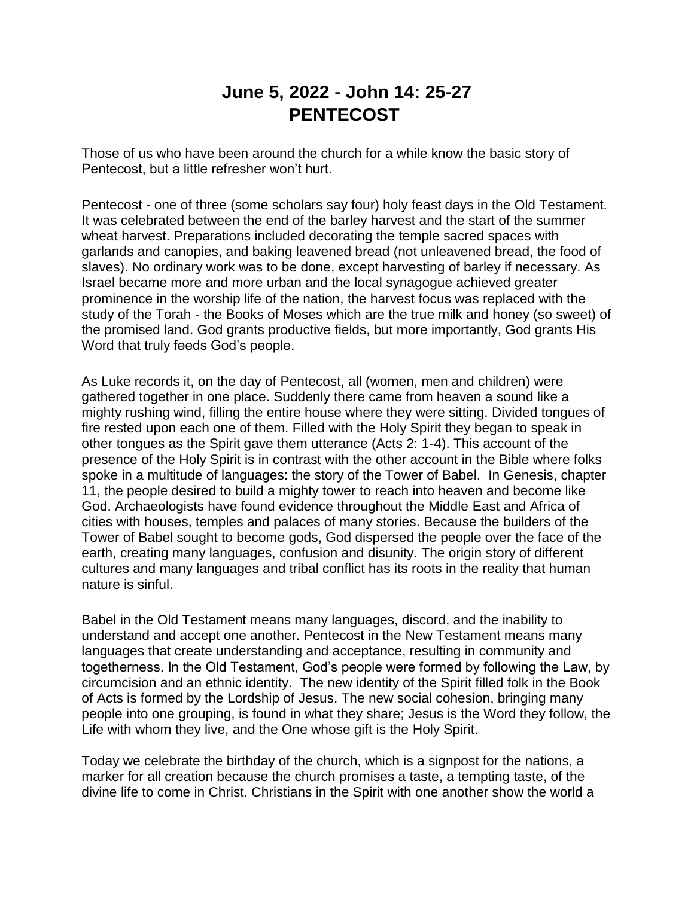# June 5, 2022 - John 14: 25-27
# PENTECOST

Those of us who have been around the church for a while know the basic story of Pentecost, but a little refresher won't hurt.

Pentecost - one of three (some scholars say four) holy feast days in the Old Testament. It was celebrated between the end of the barley harvest and the start of the summer wheat harvest. Preparations included decorating the temple sacred spaces with garlands and canopies, and baking leavened bread (not unleavened bread, the food of slaves). No ordinary work was to be done, except harvesting of barley if necessary. As Israel became more and more urban and the local synagogue achieved greater prominence in the worship life of the nation, the harvest focus was replaced with the study of the Torah - the Books of Moses which are the true milk and honey (so sweet) of the promised land. God grants productive fields, but more importantly, God grants His Word that truly feeds God's people.

As Luke records it, on the day of Pentecost, all (women, men and children) were gathered together in one place. Suddenly there came from heaven a sound like a mighty rushing wind, filling the entire house where they were sitting. Divided tongues of fire rested upon each one of them. Filled with the Holy Spirit they began to speak in other tongues as the Spirit gave them utterance (Acts 2: 1-4). This account of the presence of the Holy Spirit is in contrast with the other account in the Bible where folks spoke in a multitude of languages: the story of the Tower of Babel. In Genesis, chapter 11, the people desired to build a mighty tower to reach into heaven and become like God. Archaeologists have found evidence throughout the Middle East and Africa of cities with houses, temples and palaces of many stories. Because the builders of the Tower of Babel sought to become gods, God dispersed the people over the face of the earth, creating many languages, confusion and disunity. The origin story of different cultures and many languages and tribal conflict has its roots in the reality that human nature is sinful.

Babel in the Old Testament means many languages, discord, and the inability to understand and accept one another. Pentecost in the New Testament means many languages that create understanding and acceptance, resulting in community and togetherness. In the Old Testament, God's people were formed by following the Law, by circumcision and an ethnic identity. The new identity of the Spirit filled folk in the Book of Acts is formed by the Lordship of Jesus. The new social cohesion, bringing many people into one grouping, is found in what they share; Jesus is the Word they follow, the Life with whom they live, and the One whose gift is the Holy Spirit.

Today we celebrate the birthday of the church, which is a signpost for the nations, a marker for all creation because the church promises a taste, a tempting taste, of the divine life to come in Christ. Christians in the Spirit with one another show the world a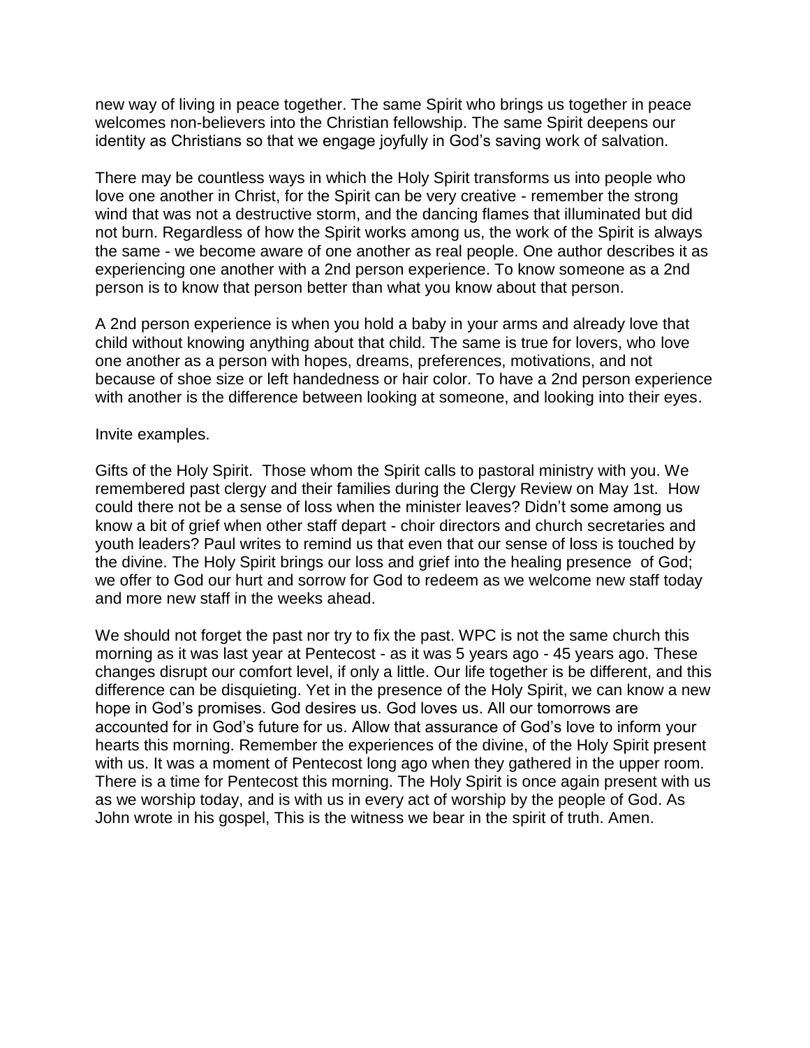new way of living in peace together. The same Spirit who brings us together in peace welcomes non-believers into the Christian fellowship. The same Spirit deepens our identity as Christians so that we engage joyfully in God's saving work of salvation.

There may be countless ways in which the Holy Spirit transforms us into people who love one another in Christ, for the Spirit can be very creative - remember the strong wind that was not a destructive storm, and the dancing flames that illuminated but did not burn. Regardless of how the Spirit works among us, the work of the Spirit is always the same - we become aware of one another as real people. One author describes it as experiencing one another with a 2nd person experience. To know someone as a 2nd person is to know that person better than what you know about that person.

A 2nd person experience is when you hold a baby in your arms and already love that child without knowing anything about that child. The same is true for lovers, who love one another as a person with hopes, dreams, preferences, motivations, and not because of shoe size or left handedness or hair color. To have a 2nd person experience with another is the difference between looking at someone, and looking into their eyes.

Invite examples.

Gifts of the Holy Spirit. Those whom the Spirit calls to pastoral ministry with you. We remembered past clergy and their families during the Clergy Review on May 1st. How could there not be a sense of loss when the minister leaves? Didn't some among us know a bit of grief when other staff depart - choir directors and church secretaries and youth leaders? Paul writes to remind us that even that our sense of loss is touched by the divine. The Holy Spirit brings our loss and grief into the healing presence of God; we offer to God our hurt and sorrow for God to redeem as we welcome new staff today and more new staff in the weeks ahead.

We should not forget the past nor try to fix the past. WPC is not the same church this morning as it was last year at Pentecost - as it was 5 years ago - 45 years ago. These changes disrupt our comfort level, if only a little. Our life together is be different, and this difference can be disquieting. Yet in the presence of the Holy Spirit, we can know a new hope in God's promises. God desires us. God loves us. All our tomorrows are accounted for in God's future for us. Allow that assurance of God's love to inform your hearts this morning. Remember the experiences of the divine, of the Holy Spirit present with us. It was a moment of Pentecost long ago when they gathered in the upper room. There is a time for Pentecost this morning. The Holy Spirit is once again present with us as we worship today, and is with us in every act of worship by the people of God. As John wrote in his gospel, This is the witness we bear in the spirit of truth. Amen.